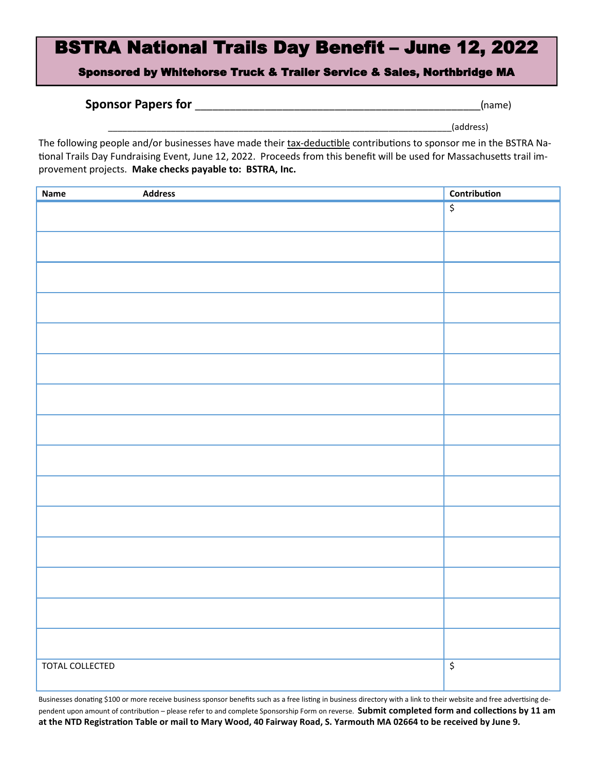# BSTRA National Trails Day Benefit – June 12, 2022

**Sponsored by Whitehorse Truck & Trailer Service & Sales, Northbridge MA**

**Sponsor Papers for** _______________________________________________(name)

_______________________________________________________________(address)

The following people and/or businesses have made their tax-deductible contributions to sponsor me in the BSTRA National Trails Day Fundraising Event, June 12, 2022. Proceeds from this benefit will be used for Massachusetts trail improvement projects. **Make checks payable to: BSTRA, Inc.**

| Name Address | Contribution |
|---|---|
| | $ |
| | |
| | |
| | |
| | |
| | |
| | |
| | |
| | |
| | |
| | |
| | |
| | |
| | |
| | |
| TOTAL COLLECTED | $ |

Businesses donating $100 or more receive business sponsor benefits such as a free listing in business directory with a link to their website and free advertising dependent upon amount of contribution – please refer to and complete Sponsorship Form on reverse. **Submit completed form and collections by 11 am at the NTD Registration Table or mail to Mary Wood, 40 Fairway Road, S. Yarmouth MA 02664 to be received by June 9.**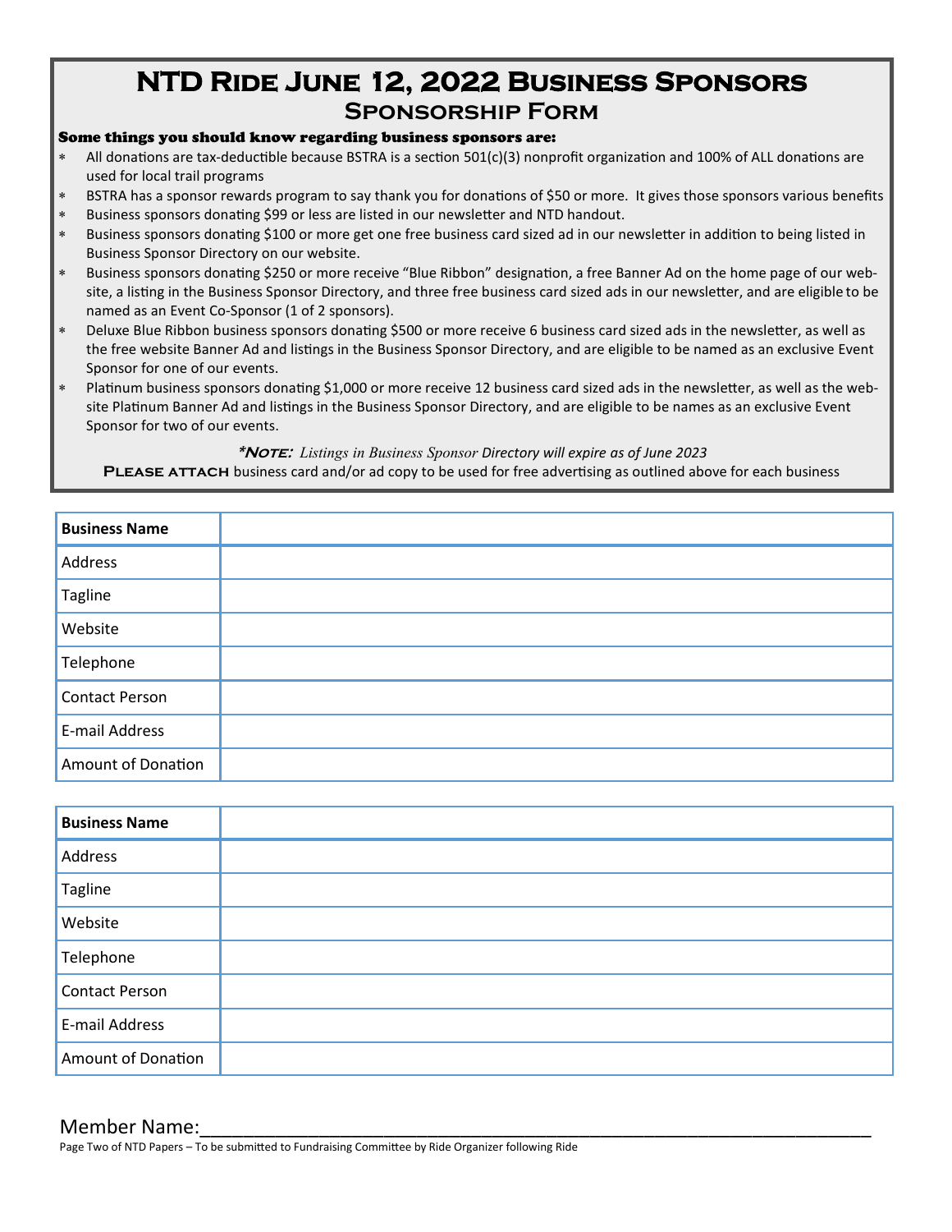# NTD Ride June 12, 2022 Business Sponsors

## Sponsorship Form

**Some things you should know regarding business sponsors are:**

- All donations are tax-deductible because BSTRA is a section 501(c)(3) nonprofit organization and 100% of ALL donations are used for local trail programs
- BSTRA has a sponsor rewards program to say thank you for donations of $50 or more. It gives those sponsors various benefits
- Business sponsors donating $99 or less are listed in our newsletter and NTD handout.
- Business sponsors donating $100 or more get one free business card sized ad in our newsletter in addition to being listed in Business Sponsor Directory on our website.
- Business sponsors donating $250 or more receive "Blue Ribbon" designation, a free Banner Ad on the home page of our website, a listing in the Business Sponsor Directory, and three free business card sized ads in our newsletter, and are eligible to be named as an Event Co-Sponsor (1 of 2 sponsors).
- Deluxe Blue Ribbon business sponsors donating $500 or more receive 6 business card sized ads in the newsletter, as well as the free website Banner Ad and listings in the Business Sponsor Directory, and are eligible to be named as an exclusive Event Sponsor for one of our events.
- Platinum business sponsors donating $1,000 or more receive 12 business card sized ads in the newsletter, as well as the website Platinum Banner Ad and listings in the Business Sponsor Directory, and are eligible to be names as an exclusive Event Sponsor for two of our events.

***Note:** Listings in Business Sponsor Directory will expire as of June 2023*

**Please attach** business card and/or ad copy to be used for free advertising as outlined above for each business

| **Business Name** | |
|---|---|
| Address | |
| Tagline | |
| Website | |
| Telephone | |
| Contact Person | |
| E-mail Address | |
| Amount of Donation | |

| **Business Name** | |
|---|---|
| Address | |
| Tagline | |
| Website | |
| Telephone | |
| Contact Person | |
| E-mail Address | |
| Amount of Donation | |

Member Name:___________________________________________________________

Page Two of NTD Papers – To be submitted to Fundraising Committee by Ride Organizer following Ride